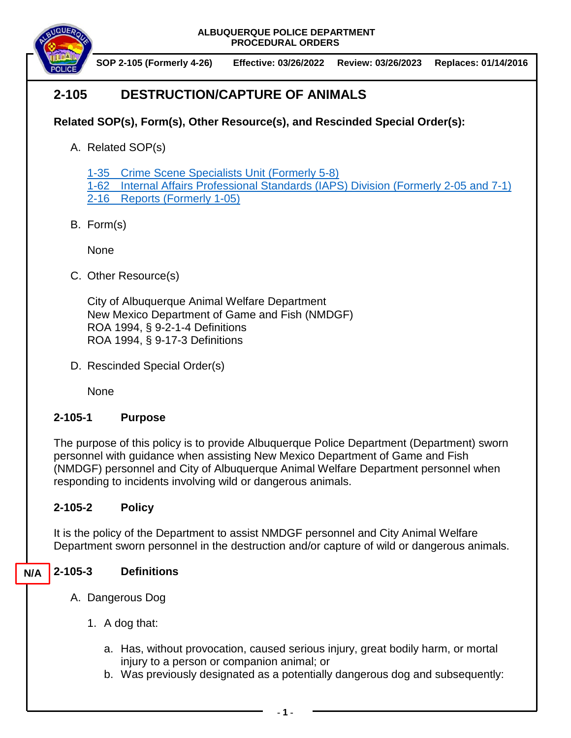ALBUQUERQUE POLICE DEPARTMENT
PROCEDURAL ORDERS

**SOP 2-105 (Formerly 4-26)** **Effective: 03/26/2022** **Review: 03/26/2023** **Replaces: 01/14/2016**

# 2-105 DESTRUCTION/CAPTURE OF ANIMALS

**Related SOP(s), Form(s), Other Resource(s), and Rescinded Special Order(s):**

A. Related SOP(s)

   1-35 Crime Scene Specialists Unit (Formerly 5-8)
   1-62 Internal Affairs Professional Standards (IAPS) Division (Formerly 2-05 and 7-1)
   2-16 Reports (Formerly 1-05)

B. Form(s)

   None

C. Other Resource(s)

   City of Albuquerque Animal Welfare Department
   New Mexico Department of Game and Fish (NMDGF)
   ROA 1994, § 9-2-1-4 Definitions
   ROA 1994, § 9-17-3 Definitions

D. Rescinded Special Order(s)

   None

## 2-105-1 Purpose

The purpose of this policy is to provide Albuquerque Police Department (Department) sworn personnel with guidance when assisting New Mexico Department of Game and Fish (NMDGF) personnel and City of Albuquerque Animal Welfare Department personnel when responding to incidents involving wild or dangerous animals.

## 2-105-2 Policy

It is the policy of the Department to assist NMDGF personnel and City Animal Welfare Department sworn personnel in the destruction and/or capture of wild or dangerous animals.

## N/A 2-105-3 Definitions

A. Dangerous Dog

   1. A dog that:

      a. Has, without provocation, caused serious injury, great bodily harm, or mortal injury to a person or companion animal; or
      b. Was previously designated as a potentially dangerous dog and subsequently: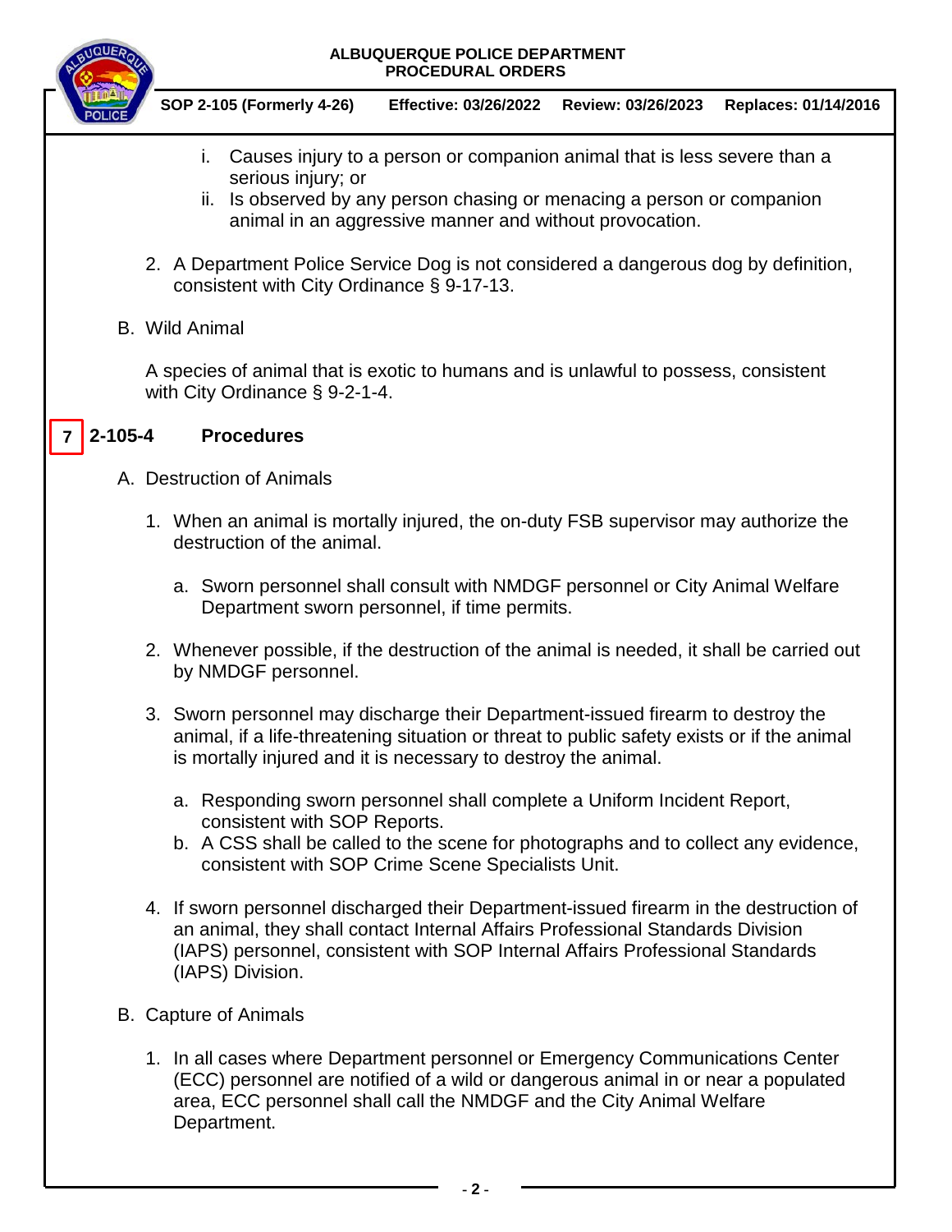i. Causes injury to a person or companion animal that is less severe than a serious injury; or
ii. Is observed by any person chasing or menacing a person or companion animal in an aggressive manner and without provocation.

2. A Department Police Service Dog is not considered a dangerous dog by definition, consistent with City Ordinance § 9-17-13.

B. Wild Animal

A species of animal that is exotic to humans and is unlawful to possess, consistent with City Ordinance § 9-2-1-4.

## 7 2-105-4 Procedures

A. Destruction of Animals

1. When an animal is mortally injured, the on-duty FSB supervisor may authorize the destruction of the animal.

   a. Sworn personnel shall consult with NMDGF personnel or City Animal Welfare Department sworn personnel, if time permits.

2. Whenever possible, if the destruction of the animal is needed, it shall be carried out by NMDGF personnel.

3. Sworn personnel may discharge their Department-issued firearm to destroy the animal, if a life-threatening situation or threat to public safety exists or if the animal is mortally injured and it is necessary to destroy the animal.

   a. Responding sworn personnel shall complete a Uniform Incident Report, consistent with SOP Reports.
   b. A CSS shall be called to the scene for photographs and to collect any evidence, consistent with SOP Crime Scene Specialists Unit.

4. If sworn personnel discharged their Department-issued firearm in the destruction of an animal, they shall contact Internal Affairs Professional Standards Division (IAPS) personnel, consistent with SOP Internal Affairs Professional Standards (IAPS) Division.

B. Capture of Animals

1. In all cases where Department personnel or Emergency Communications Center (ECC) personnel are notified of a wild or dangerous animal in or near a populated area, ECC personnel shall call the NMDGF and the City Animal Welfare Department.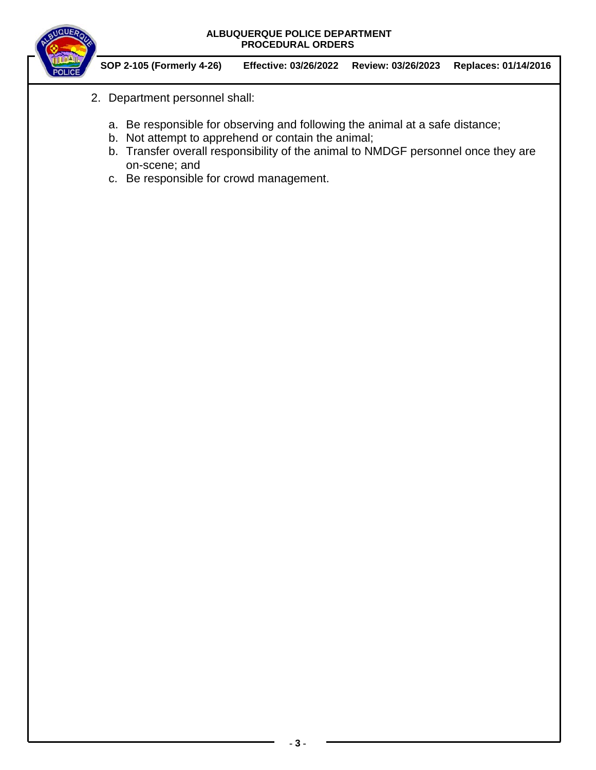2. Department personnel shall:

    a. Be responsible for observing and following the animal at a safe distance;
    b. Not attempt to apprehend or contain the animal;
    b. Transfer overall responsibility of the animal to NMDGF personnel once they are on-scene; and
    c. Be responsible for crowd management.